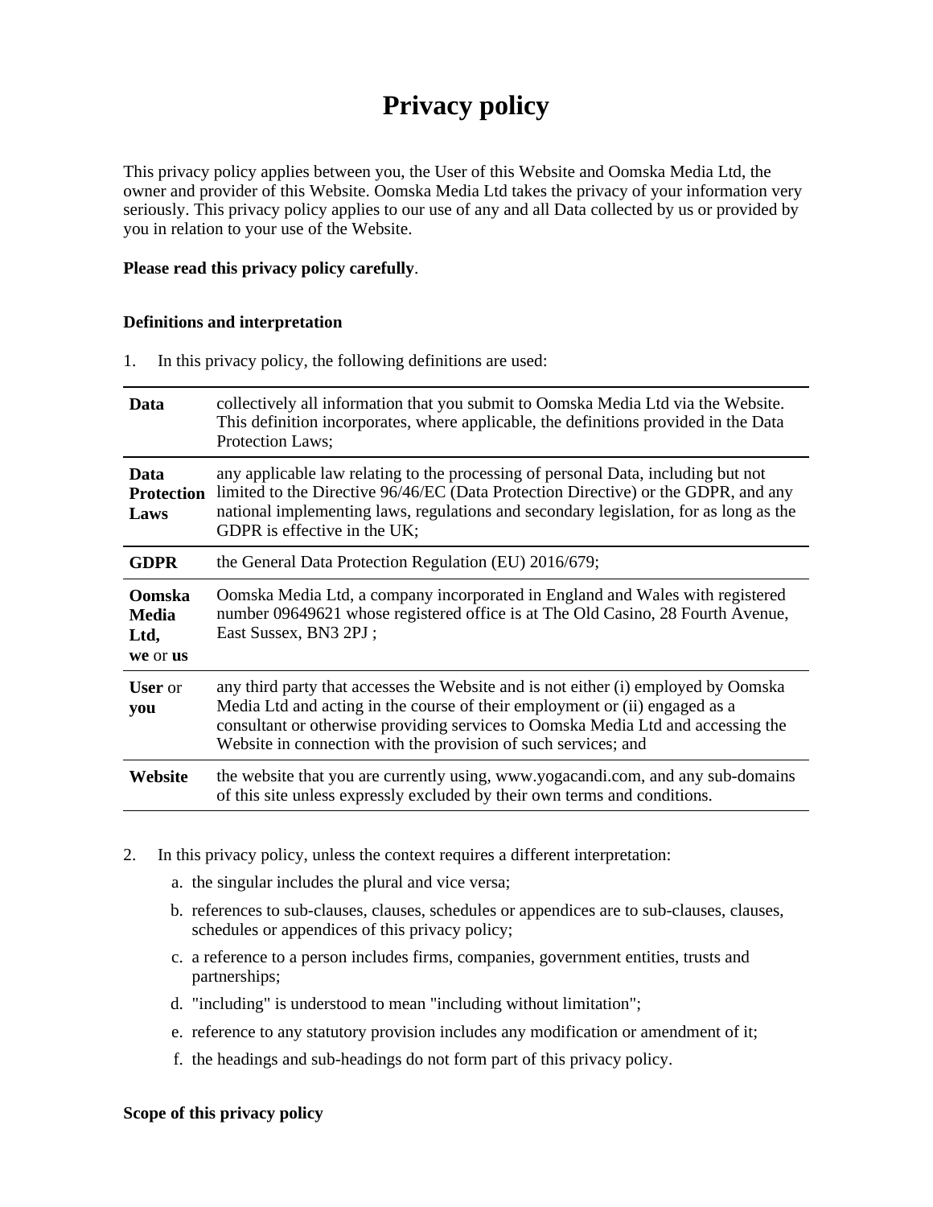# Privacy policy

This privacy policy applies between you, the User of this Website and Oomska Media Ltd, the owner and provider of this Website. Oomska Media Ltd takes the privacy of your information very seriously. This privacy policy applies to our use of any and all Data collected by us or provided by you in relation to your use of the Website.

**Please read this privacy policy carefully**.

**Definitions and interpretation**

1. In this privacy policy, the following definitions are used:

| | |
|---|---|
| **Data** | collectively all information that you submit to Oomska Media Ltd via the Website. This definition incorporates, where applicable, the definitions provided in the Data Protection Laws; |
| **Data Protection Laws** | any applicable law relating to the processing of personal Data, including but not limited to the Directive 96/46/EC (Data Protection Directive) or the GDPR, and any national implementing laws, regulations and secondary legislation, for as long as the GDPR is effective in the UK; |
| **GDPR** | the General Data Protection Regulation (EU) 2016/679; |
| **Oomska Media Ltd, we** or **us** | Oomska Media Ltd, a company incorporated in England and Wales with registered number 09649621 whose registered office is at The Old Casino, 28 Fourth Avenue, East Sussex, BN3 2PJ ; |
| **User** or **you** | any third party that accesses the Website and is not either (i) employed by Oomska Media Ltd and acting in the course of their employment or (ii) engaged as a consultant or otherwise providing services to Oomska Media Ltd and accessing the Website in connection with the provision of such services; and |
| **Website** | the website that you are currently using, www.yogacandi.com, and any sub-domains of this site unless expressly excluded by their own terms and conditions. |

2. In this privacy policy, unless the context requires a different interpretation:
   a. the singular includes the plural and vice versa;
   b. references to sub-clauses, clauses, schedules or appendices are to sub-clauses, clauses, schedules or appendices of this privacy policy;
   c. a reference to a person includes firms, companies, government entities, trusts and partnerships;
   d. "including" is understood to mean "including without limitation";
   e. reference to any statutory provision includes any modification or amendment of it;
   f. the headings and sub-headings do not form part of this privacy policy.

**Scope of this privacy policy**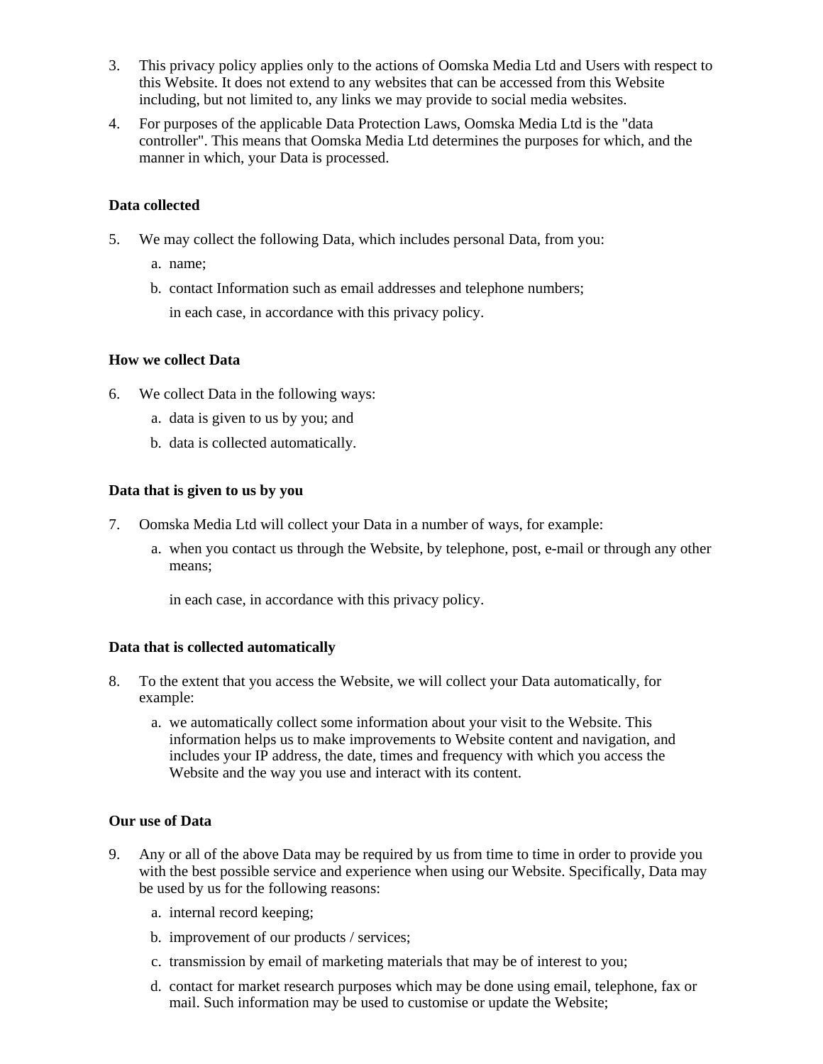3. This privacy policy applies only to the actions of Oomska Media Ltd and Users with respect to this Website. It does not extend to any websites that can be accessed from this Website including, but not limited to, any links we may provide to social media websites.
4. For purposes of the applicable Data Protection Laws, Oomska Media Ltd is the "data controller". This means that Oomska Media Ltd determines the purposes for which, and the manner in which, your Data is processed.

**Data collected**

5. We may collect the following Data, which includes personal Data, from you:
   a. name;
   b. contact Information such as email addresses and telephone numbers;

   in each case, in accordance with this privacy policy.

**How we collect Data**

6. We collect Data in the following ways:
   a. data is given to us by you; and
   b. data is collected automatically.

**Data that is given to us by you**

7. Oomska Media Ltd will collect your Data in a number of ways, for example:
   a. when you contact us through the Website, by telephone, post, e-mail or through any other means;

   in each case, in accordance with this privacy policy.

**Data that is collected automatically**

8. To the extent that you access the Website, we will collect your Data automatically, for example:
   a. we automatically collect some information about your visit to the Website. This information helps us to make improvements to Website content and navigation, and includes your IP address, the date, times and frequency with which you access the Website and the way you use and interact with its content.

**Our use of Data**

9. Any or all of the above Data may be required by us from time to time in order to provide you with the best possible service and experience when using our Website. Specifically, Data may be used by us for the following reasons:
   a. internal record keeping;
   b. improvement of our products / services;
   c. transmission by email of marketing materials that may be of interest to you;
   d. contact for market research purposes which may be done using email, telephone, fax or mail. Such information may be used to customise or update the Website;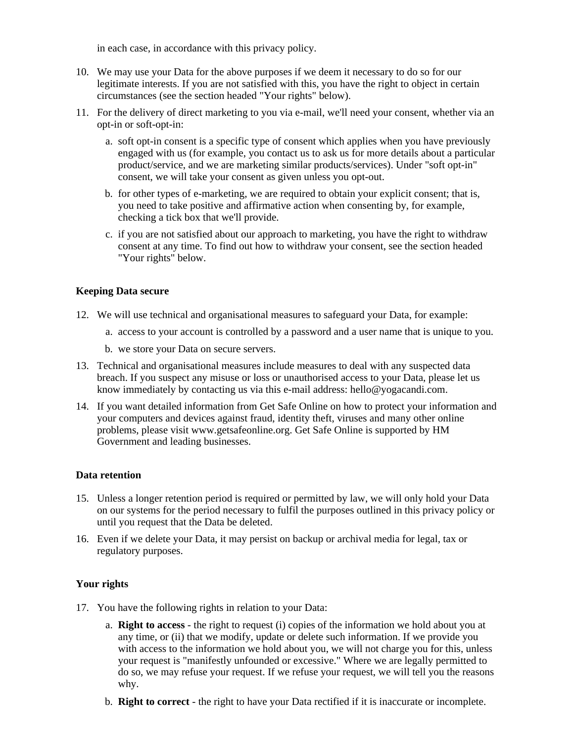in each case, in accordance with this privacy policy.

10. We may use your Data for the above purposes if we deem it necessary to do so for our legitimate interests. If you are not satisfied with this, you have the right to object in certain circumstances (see the section headed "Your rights" below).
11. For the delivery of direct marketing to you via e-mail, we'll need your consent, whether via an opt-in or soft-opt-in:
    a. soft opt-in consent is a specific type of consent which applies when you have previously engaged with us (for example, you contact us to ask us for more details about a particular product/service, and we are marketing similar products/services). Under "soft opt-in" consent, we will take your consent as given unless you opt-out.
    b. for other types of e-marketing, we are required to obtain your explicit consent; that is, you need to take positive and affirmative action when consenting by, for example, checking a tick box that we'll provide.
    c. if you are not satisfied about our approach to marketing, you have the right to withdraw consent at any time. To find out how to withdraw your consent, see the section headed "Your rights" below.

**Keeping Data secure**

12. We will use technical and organisational measures to safeguard your Data, for example:
    a. access to your account is controlled by a password and a user name that is unique to you.
    b. we store your Data on secure servers.
13. Technical and organisational measures include measures to deal with any suspected data breach. If you suspect any misuse or loss or unauthorised access to your Data, please let us know immediately by contacting us via this e-mail address: hello@yogacandi.com.
14. If you want detailed information from Get Safe Online on how to protect your information and your computers and devices against fraud, identity theft, viruses and many other online problems, please visit www.getsafeonline.org. Get Safe Online is supported by HM Government and leading businesses.

**Data retention**

15. Unless a longer retention period is required or permitted by law, we will only hold your Data on our systems for the period necessary to fulfil the purposes outlined in this privacy policy or until you request that the Data be deleted.
16. Even if we delete your Data, it may persist on backup or archival media for legal, tax or regulatory purposes.

**Your rights**

17. You have the following rights in relation to your Data:
    a. **Right to access** - the right to request (i) copies of the information we hold about you at any time, or (ii) that we modify, update or delete such information. If we provide you with access to the information we hold about you, we will not charge you for this, unless your request is "manifestly unfounded or excessive." Where we are legally permitted to do so, we may refuse your request. If we refuse your request, we will tell you the reasons why.
    b. **Right to correct** - the right to have your Data rectified if it is inaccurate or incomplete.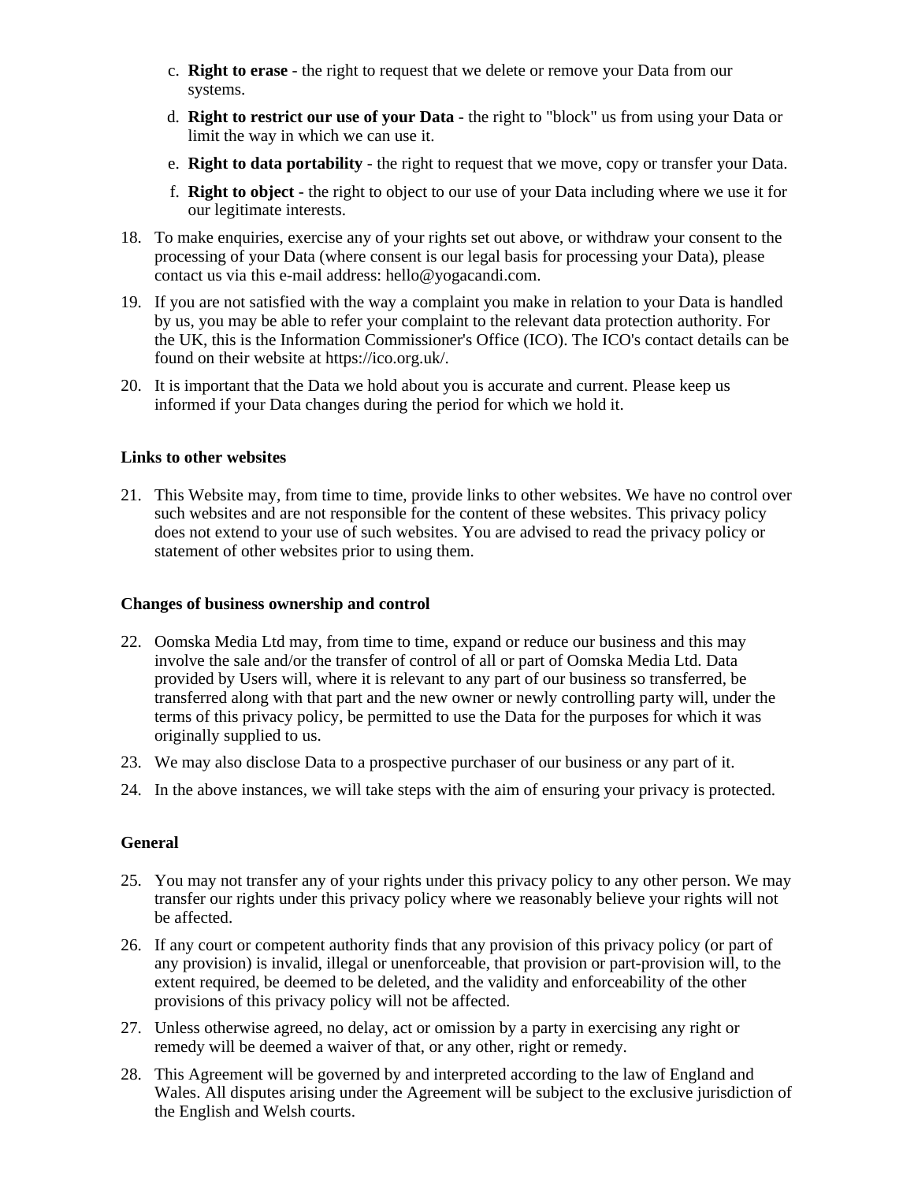c. **Right to erase** - the right to request that we delete or remove your Data from our systems.

d. **Right to restrict our use of your Data** - the right to "block" us from using your Data or limit the way in which we can use it.

e. **Right to data portability** - the right to request that we move, copy or transfer your Data.

f. **Right to object** - the right to object to our use of your Data including where we use it for our legitimate interests.

18. To make enquiries, exercise any of your rights set out above, or withdraw your consent to the processing of your Data (where consent is our legal basis for processing your Data), please contact us via this e-mail address: hello@yogacandi.com.

19. If you are not satisfied with the way a complaint you make in relation to your Data is handled by us, you may be able to refer your complaint to the relevant data protection authority. For the UK, this is the Information Commissioner's Office (ICO). The ICO's contact details can be found on their website at https://ico.org.uk/.

20. It is important that the Data we hold about you is accurate and current. Please keep us informed if your Data changes during the period for which we hold it.

**Links to other websites**

21. This Website may, from time to time, provide links to other websites. We have no control over such websites and are not responsible for the content of these websites. This privacy policy does not extend to your use of such websites. You are advised to read the privacy policy or statement of other websites prior to using them.

**Changes of business ownership and control**

22. Oomska Media Ltd may, from time to time, expand or reduce our business and this may involve the sale and/or the transfer of control of all or part of Oomska Media Ltd. Data provided by Users will, where it is relevant to any part of our business so transferred, be transferred along with that part and the new owner or newly controlling party will, under the terms of this privacy policy, be permitted to use the Data for the purposes for which it was originally supplied to us.

23. We may also disclose Data to a prospective purchaser of our business or any part of it.

24. In the above instances, we will take steps with the aim of ensuring your privacy is protected.

**General**

25. You may not transfer any of your rights under this privacy policy to any other person. We may transfer our rights under this privacy policy where we reasonably believe your rights will not be affected.

26. If any court or competent authority finds that any provision of this privacy policy (or part of any provision) is invalid, illegal or unenforceable, that provision or part-provision will, to the extent required, be deemed to be deleted, and the validity and enforceability of the other provisions of this privacy policy will not be affected.

27. Unless otherwise agreed, no delay, act or omission by a party in exercising any right or remedy will be deemed a waiver of that, or any other, right or remedy.

28. This Agreement will be governed by and interpreted according to the law of England and Wales. All disputes arising under the Agreement will be subject to the exclusive jurisdiction of the English and Welsh courts.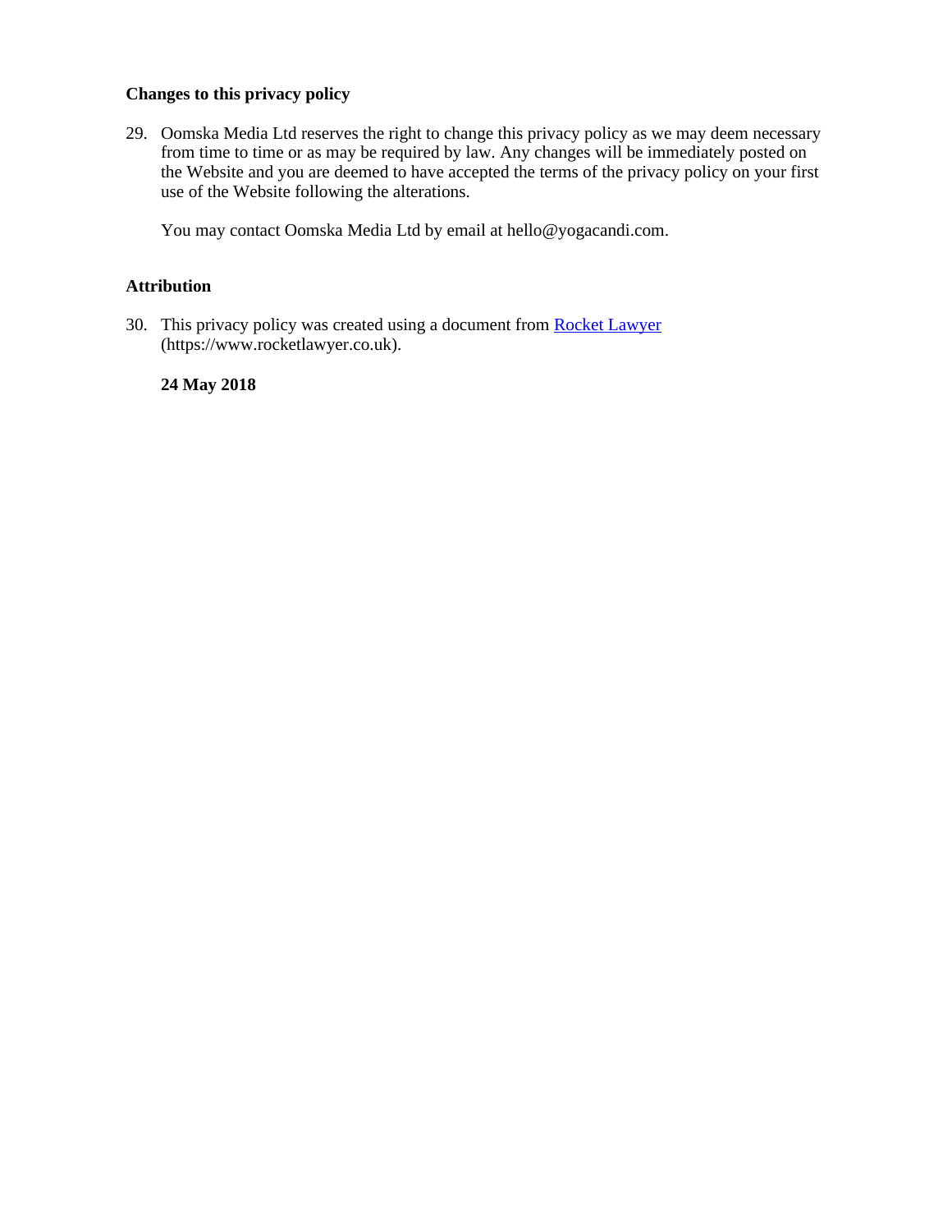**Changes to this privacy policy**

29. Oomska Media Ltd reserves the right to change this privacy policy as we may deem necessary from time to time or as may be required by law. Any changes will be immediately posted on the Website and you are deemed to have accepted the terms of the privacy policy on your first use of the Website following the alterations.

    You may contact Oomska Media Ltd by email at hello@yogacandi.com.

**Attribution**

30. This privacy policy was created using a document from [Rocket Lawyer](https://www.rocketlawyer.co.uk) (https://www.rocketlawyer.co.uk).

    **24 May 2018**